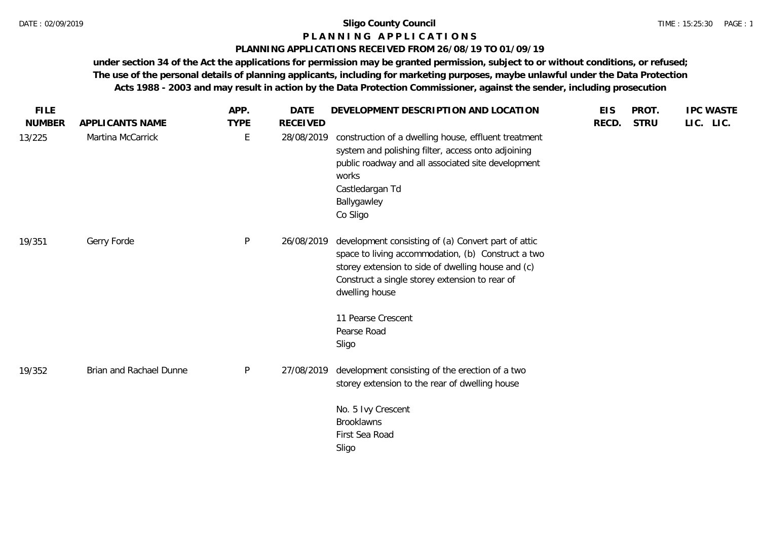# Sligo County Council

## PLANNING APPLICATIONS

### PLANNING APPLICATIONS RECEIVED FROM 26/08/19 TO 01/09/19

**under section 34 of the Act the applications for permission may be granted permission, subject to or without conditions, or refused; The use of the personal details of planning applicants, including for marketing purposes, maybe unlawful under the Data Protection Acts 1988 - 2003 and may result in action by the Data Protection Commissioner, against the sender, including prosecution**

| FILE NUMBER | APPLICANTS NAME | APP. TYPE | DATE RECEIVED | DEVELOPMENT DESCRIPTION AND LOCATION | EIS RECD. | PROT. STRU | IPC LIC. | WASTE LIC. |
|---|---|---|---|---|---|---|---|---|
| 13/225 | Martina McCarrick | E | 28/08/2019 | construction of a dwelling house, effluent treatment system and polishing filter, access onto adjoining public roadway and all associated site development works<br>Castledargan Td<br>Ballygawley<br>Co Sligo | | | | |
| 19/351 | Gerry Forde | P | 26/08/2019 | development consisting of (a) Convert part of attic space to living accommodation, (b) Construct a two storey extension to side of dwelling house and (c) Construct a single storey extension to rear of dwelling house<br><br>11 Pearse Crescent<br>Pearse Road<br>Sligo | | | | |
| 19/352 | Brian and Rachael Dunne | P | 27/08/2019 | development consisting of the erection of a two storey extension to the rear of dwelling house<br><br>No. 5 Ivy Crescent<br>Brooklawns<br>First Sea Road<br>Sligo | | | | |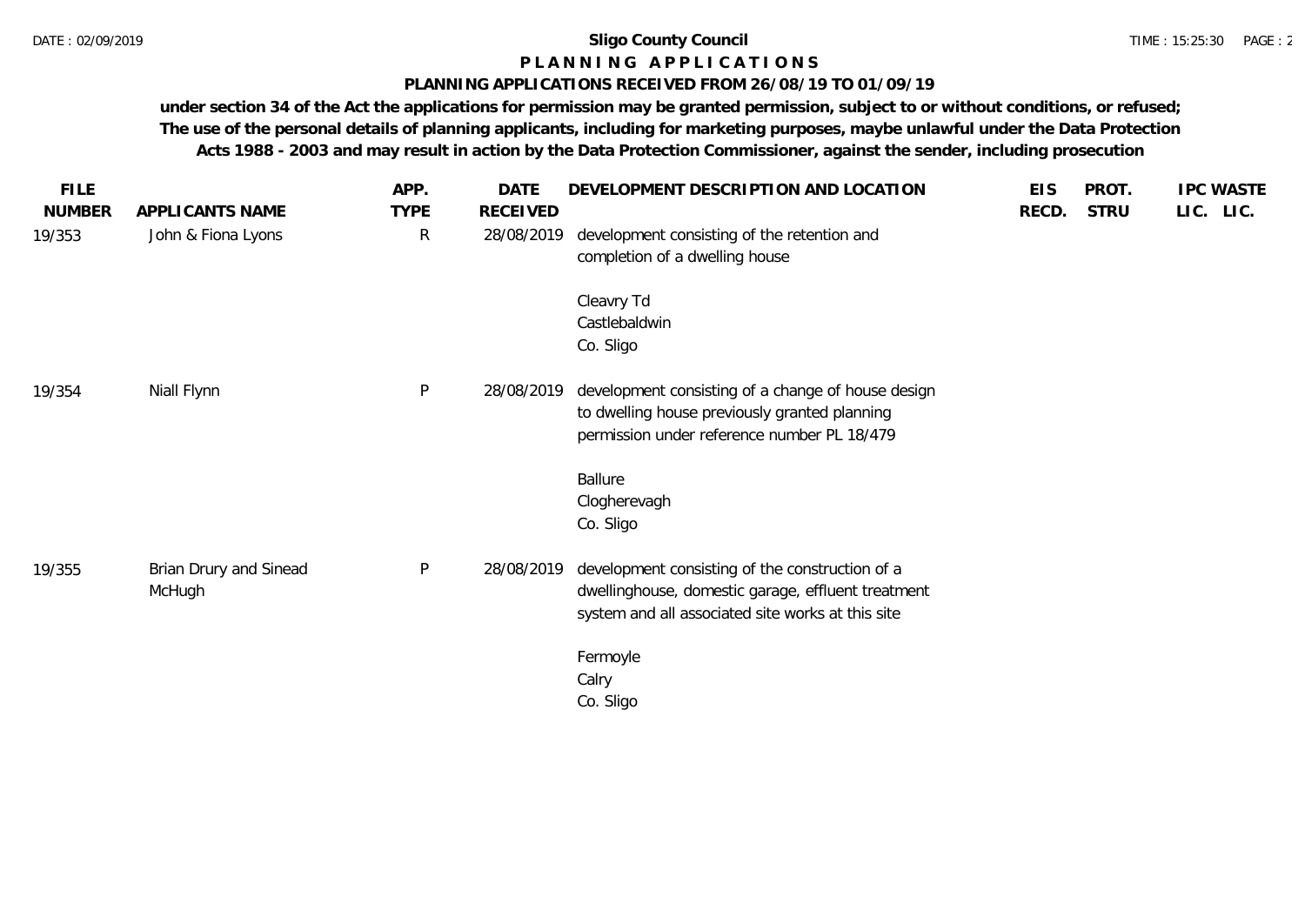**Sligo County Council**

**P L A N N I N G   A P P L I C A T I O N S**

**PLANNING APPLICATIONS RECEIVED FROM 26/08/19 TO 01/09/19**

**under section 34 of the Act the applications for permission may be granted permission, subject to or without conditions, or refused; The use of the personal details of planning applicants, including for marketing purposes, maybe unlawful under the Data Protection Acts 1988 - 2003 and may result in action by the Data Protection Commissioner, against the sender, including prosecution**

| FILE NUMBER | APPLICANTS NAME | APP. TYPE | DATE RECEIVED | DEVELOPMENT DESCRIPTION AND LOCATION | EIS RECD. | PROT. STRU | IPC LIC. | WASTE LIC. |
|---|---|---|---|---|---|---|---|---|
| 19/353 | John & Fiona Lyons | R | 28/08/2019 | development consisting of the retention and completion of a dwelling house<br><br>Cleavry Td<br>Castlebaldwin<br>Co. Sligo | | | | |
| 19/354 | Niall Flynn | P | 28/08/2019 | development consisting of a change of house design to dwelling house previously granted planning permission under reference number PL 18/479<br><br>Ballure<br>Clogherevagh<br>Co. Sligo | | | | |
| 19/355 | Brian Drury and Sinead McHugh | P | 28/08/2019 | development consisting of the construction of a dwellinghouse, domestic garage, effluent treatment system and all associated site works at this site<br><br>Fermoyle<br>Calry<br>Co. Sligo | | | | |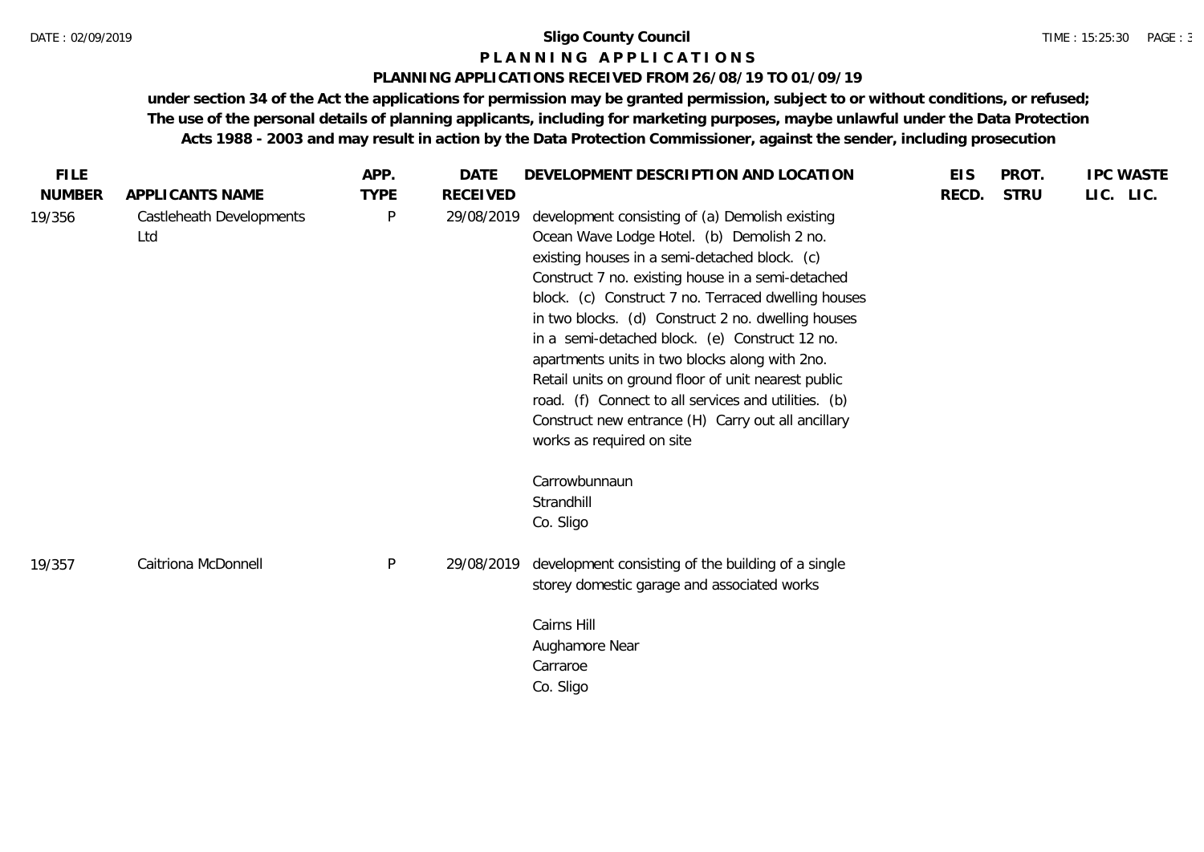# Sligo County Council

## P L A N N I N G   A P P L I C A T I O N S

### PLANNING APPLICATIONS RECEIVED FROM 26/08/19 TO 01/09/19

**under section 34 of the Act the applications for permission may be granted permission, subject to or without conditions, or refused; The use of the personal details of planning applicants, including for marketing purposes, maybe unlawful under the Data Protection Acts 1988 - 2003 and may result in action by the Data Protection Commissioner, against the sender, including prosecution**

| FILE NUMBER | APPLICANTS NAME | APP. TYPE | DATE RECEIVED | DEVELOPMENT DESCRIPTION AND LOCATION | EIS RECD. | PROT. STRU | IPC LIC. | WASTE LIC. |
|---|---|---|---|---|---|---|---|---|
| 19/356 | Castleheath Developments Ltd | P | 29/08/2019 | development consisting of (a) Demolish existing Ocean Wave Lodge Hotel. (b) Demolish 2 no. existing houses in a semi-detached block. (c) Construct 7 no. existing house in a semi-detached block. (c) Construct 7 no. Terraced dwelling houses in two blocks. (d) Construct 2 no. dwelling houses in a semi-detached block. (e) Construct 12 no. apartments units in two blocks along with 2no. Retail units on ground floor of unit nearest public road. (f) Connect to all services and utilities. (b) Construct new entrance (H) Carry out all ancillary works as required on site<br><br>Carrowbunnaun<br>Strandhill<br>Co. Sligo | | | | |
| 19/357 | Caitriona McDonnell | P | 29/08/2019 | development consisting of the building of a single storey domestic garage and associated works<br><br>Cairns Hill<br>Aughamore Near<br>Carraroe<br>Co. Sligo | | | | |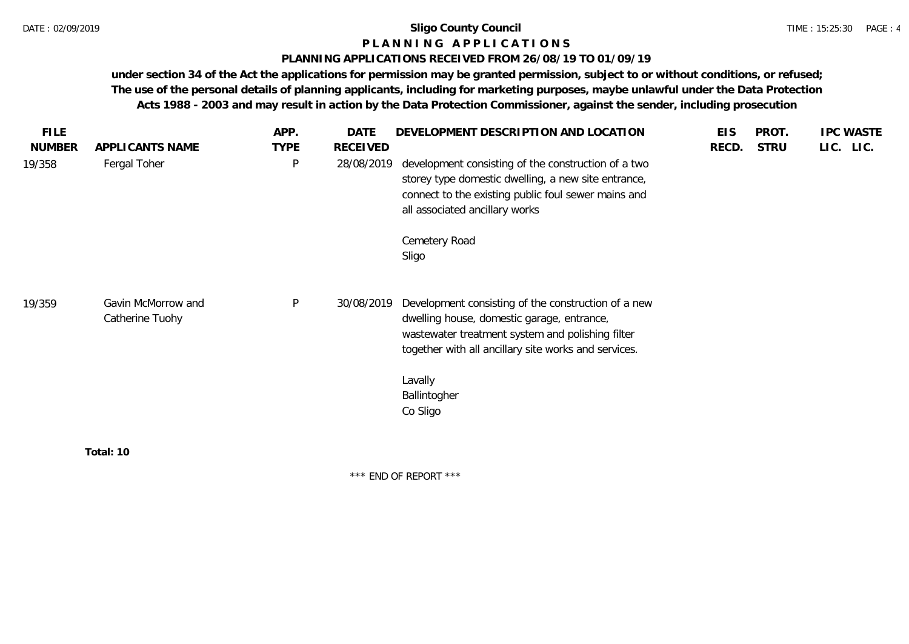# Sligo County Council

## P L A N N I N G   A P P L I C A T I O N S

### PLANNING APPLICATIONS RECEIVED FROM 26/08/19 TO 01/09/19

**under section 34 of the Act the applications for permission may be granted permission, subject to or without conditions, or refused; The use of the personal details of planning applicants, including for marketing purposes, maybe unlawful under the Data Protection Acts 1988 - 2003 and may result in action by the Data Protection Commissioner, against the sender, including prosecution**

| FILE NUMBER | APPLICANTS NAME | APP. TYPE | DATE RECEIVED | DEVELOPMENT DESCRIPTION AND LOCATION | EIS RECD. | PROT. STRU | IPC LIC. | WASTE LIC. |
|---|---|---|---|---|---|---|---|---|
| 19/358 | Fergal Toher | P | 28/08/2019 | development consisting of the construction of a two storey type domestic dwelling, a new site entrance, connect to the existing public foul sewer mains and all associated ancillary works<br><br>Cemetery Road<br>Sligo | | | | |
| 19/359 | Gavin McMorrow and Catherine Tuohy | P | 30/08/2019 | Development consisting of the construction of a new dwelling house, domestic garage, entrance, wastewater treatment system and polishing filter together with all ancillary site works and services.<br><br>Lavally<br>Ballintogher<br>Co Sligo | | | | |

**Total: 10**

\*\*\* END OF REPORT \*\*\*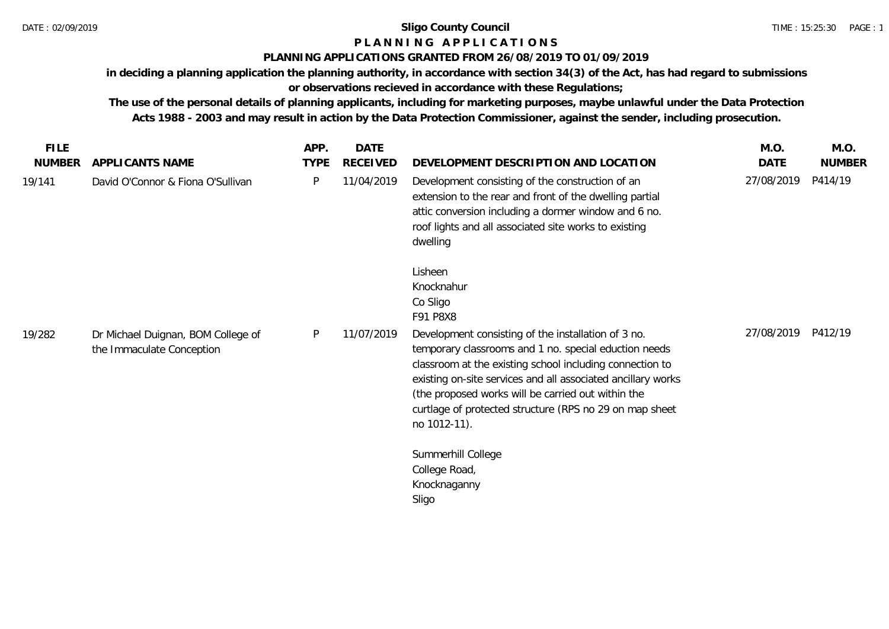**Sligo County Council**

**P L A N N I N G   A P P L I C A T I O N S**

**PLANNING APPLICATIONS GRANTED FROM 26/08/2019 TO 01/09/2019**

**in deciding a planning application the planning authority, in accordance with section 34(3) of the Act, has had regard to submissions or observations recieved in accordance with these Regulations;**

**The use of the personal details of planning applicants, including for marketing purposes, maybe unlawful under the Data Protection Acts 1988 - 2003 and may result in action by the Data Protection Commissioner, against the sender, including prosecution.**

| FILE NUMBER | APPLICANTS NAME | APP. TYPE | DATE RECEIVED | DEVELOPMENT DESCRIPTION AND LOCATION | M.O. DATE | M.O. NUMBER |
|---|---|---|---|---|---|---|
| 19/141 | David O'Connor & Fiona O'Sullivan | P | 11/04/2019 | Development consisting of the construction of an extension to the rear and front of the dwelling partial attic conversion including a dormer window and 6 no. roof lights and all associated site works to existing dwelling<br><br>Lisheen<br>Knocknahur<br>Co Sligo<br>F91 P8X8 | 27/08/2019 | P414/19 |
| 19/282 | Dr Michael Duignan, BOM College of the Immaculate Conception | P | 11/07/2019 | Development consisting of the installation of 3 no. temporary classrooms and 1 no. special eduction needs classroom at the existing school including connection to existing on-site services and all associated ancillary works (the proposed works will be carried out within the curtlage of protected structure (RPS no 29 on map sheet no 1012-11).<br><br>Summerhill College<br>College Road,<br>Knocknaganny<br>Sligo | 27/08/2019 | P412/19 |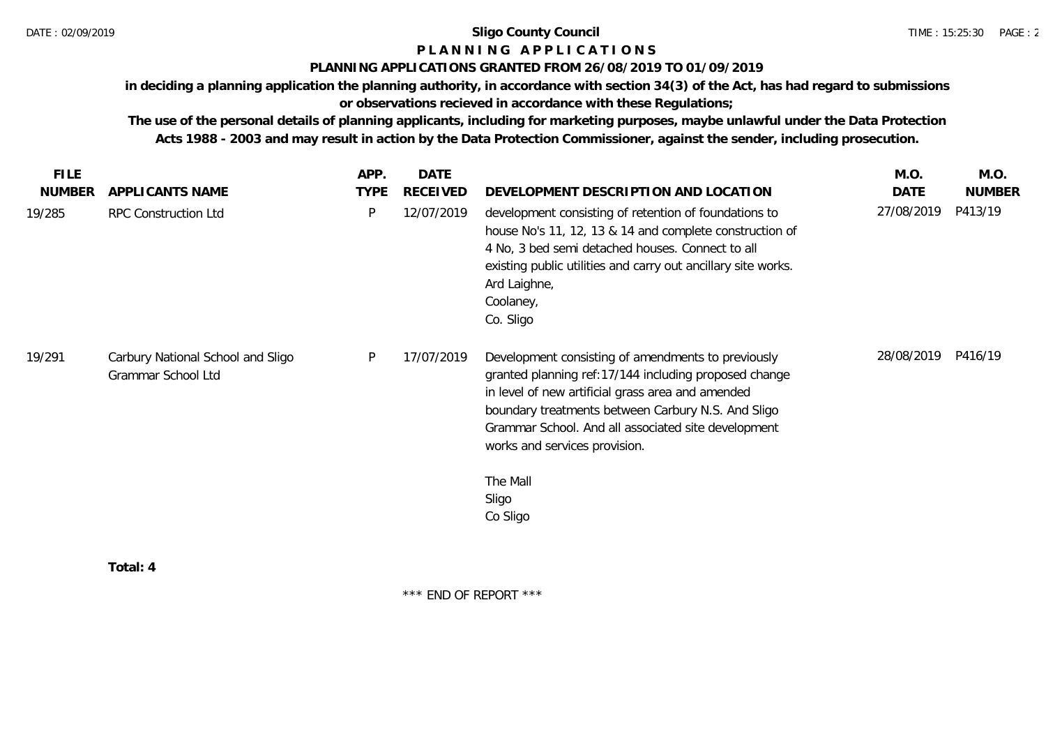**Sligo County Council**

**P L A N N I N G   A P P L I C A T I O N S**

**PLANNING APPLICATIONS GRANTED FROM 26/08/2019 TO 01/09/2019**

**in deciding a planning application the planning authority, in accordance with section 34(3) of the Act, has had regard to submissions or observations recieved in accordance with these Regulations;**

**The use of the personal details of planning applicants, including for marketing purposes, maybe unlawful under the Data Protection Acts 1988 - 2003 and may result in action by the Data Protection Commissioner, against the sender, including prosecution.**

| FILE NUMBER | APPLICANTS NAME | APP. TYPE | DATE RECEIVED | DEVELOPMENT DESCRIPTION AND LOCATION | M.O. DATE | M.O. NUMBER |
|---|---|---|---|---|---|---|
| 19/285 | RPC Construction Ltd | P | 12/07/2019 | development consisting of retention of foundations to house No's 11, 12, 13 & 14 and complete construction of 4 No, 3 bed semi detached houses. Connect to all existing public utilities and carry out ancillary site works. Ard Laighne, Coolaney, Co. Sligo | 27/08/2019 | P413/19 |
| 19/291 | Carbury National School and Sligo Grammar School Ltd | P | 17/07/2019 | Development consisting of amendments to previously granted planning ref:17/144 including proposed change in level of new artificial grass area and amended boundary treatments between Carbury N.S. And Sligo Grammar School. And all associated site development works and services provision. The Mall Sligo Co Sligo | 28/08/2019 | P416/19 |

**Total: 4**

\*\*\* END OF REPORT \*\*\*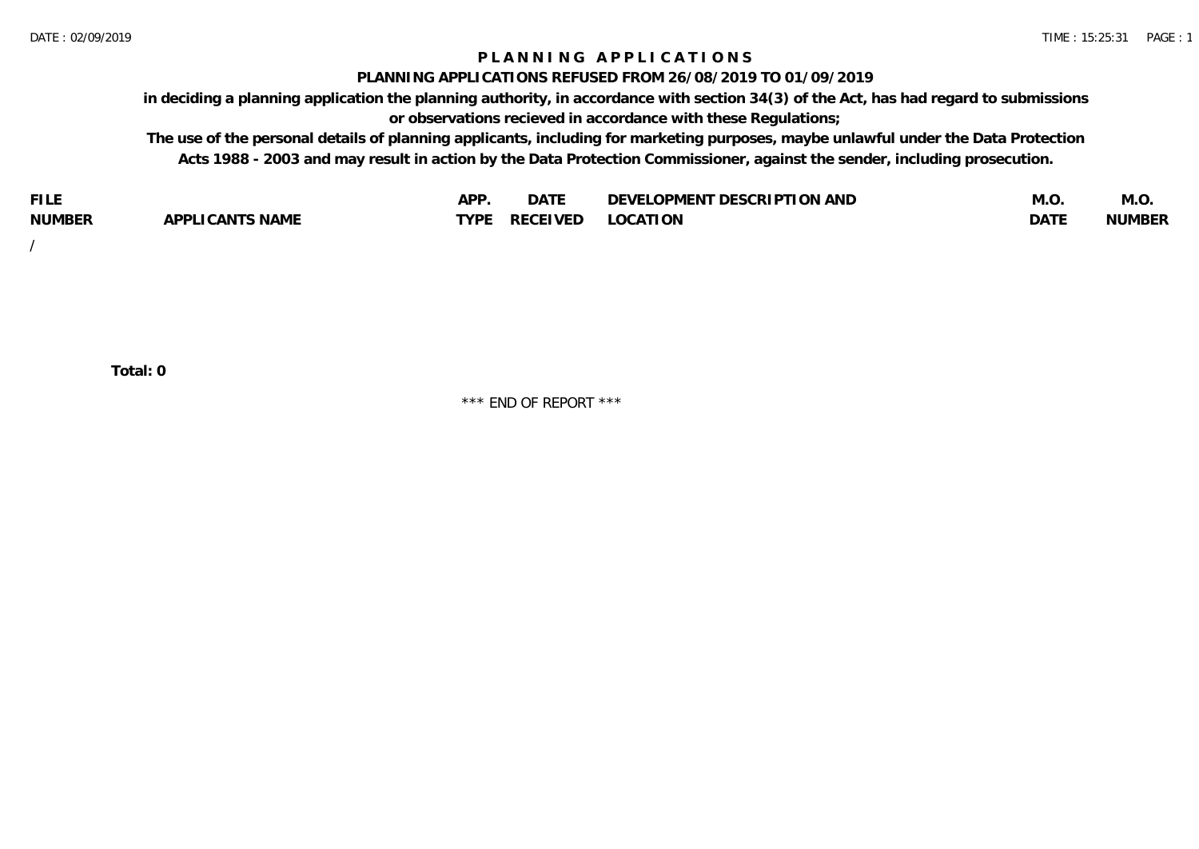# PLANNING APPLICATIONS

## PLANNING APPLICATIONS REFUSED FROM 26/08/2019 TO 01/09/2019

**in deciding a planning application the planning authority, in accordance with section 34(3) of the Act, has had regard to submissions or observations recieved in accordance with these Regulations;**

**The use of the personal details of planning applicants, including for marketing purposes, maybe unlawful under the Data Protection Acts 1988 - 2003 and may result in action by the Data Protection Commissioner, against the sender, including prosecution.**

| FILE NUMBER | APPLICANTS NAME | APP. TYPE | DATE RECEIVED | DEVELOPMENT DESCRIPTION AND LOCATION | M.O. DATE | M.O. NUMBER |
|---|---|---|---|---|---|---|
| / | | | | | | |

**Total: 0**

\*\*\* END OF REPORT \*\*\*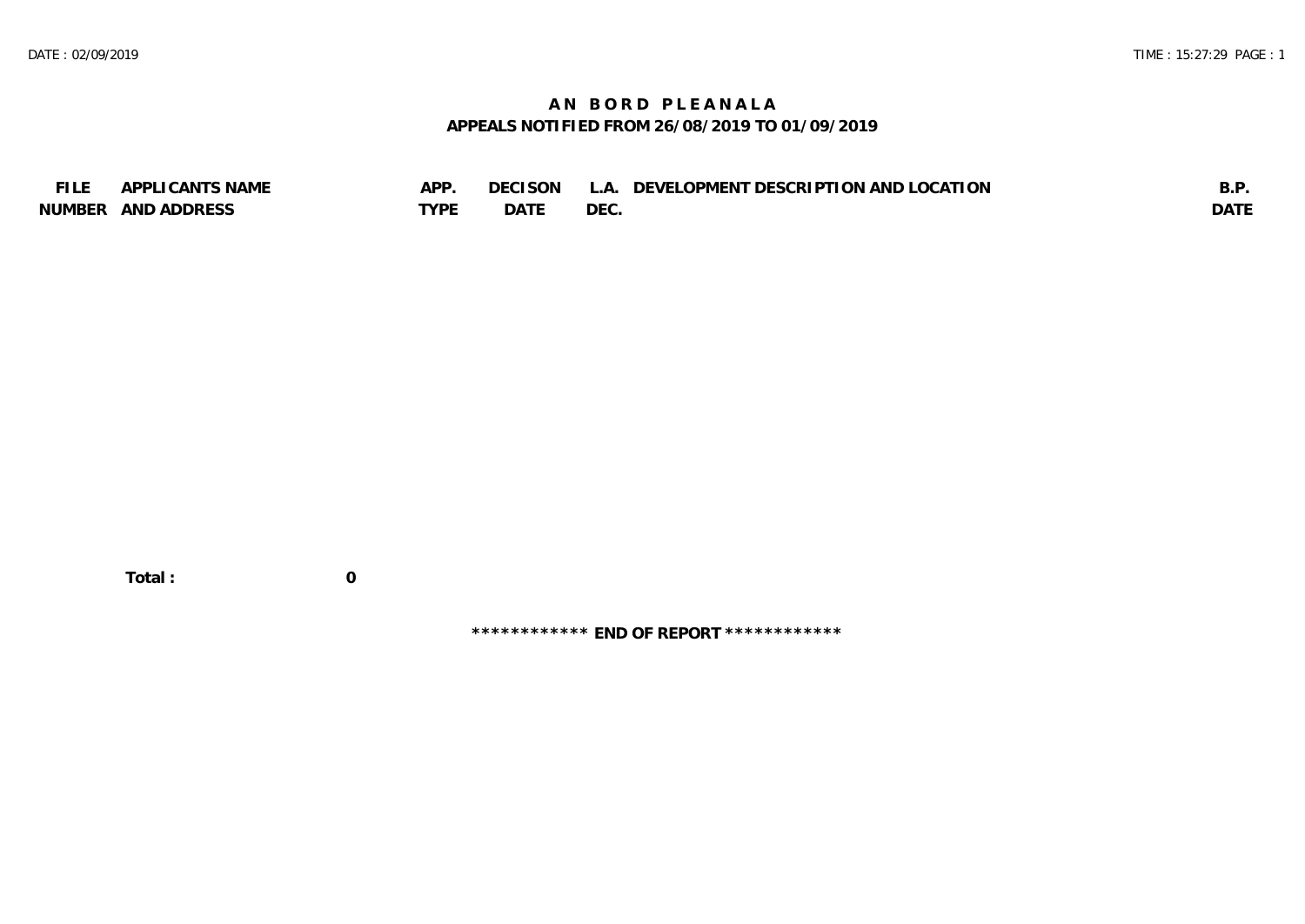# AN BORD PLEANALA

## APPEALS NOTIFIED FROM 26/08/2019 TO 01/09/2019

| FILE NUMBER | APPLICANTS NAME AND ADDRESS | APP. TYPE | DECISON DATE | L.A. DEC. | DEVELOPMENT DESCRIPTION AND LOCATION | B.P. DATE |
|---|---|---|---|---|---|---|

**Total : 0**

**\*\*\*\*\*\*\*\*\*\*\*\* END OF REPORT \*\*\*\*\*\*\*\*\*\*\*\***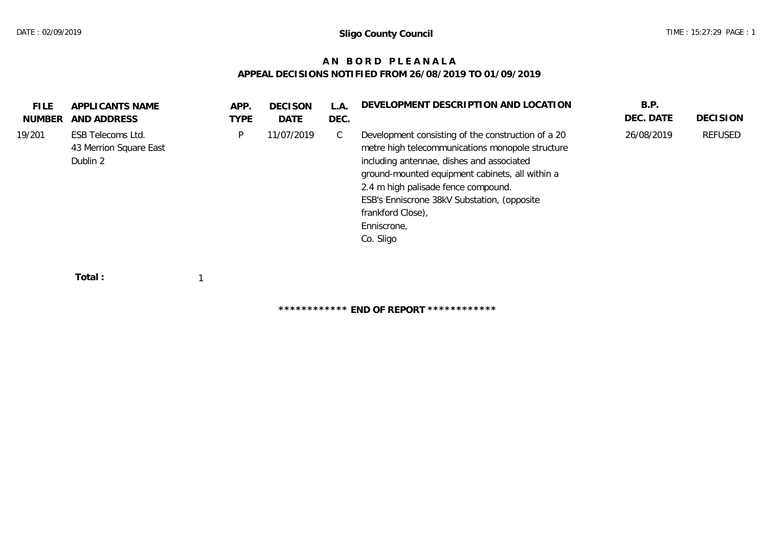**Sligo County Council**

# AN BORD PLEANALA

## APPEAL DECISIONS NOTIFIED FROM 26/08/2019 TO 01/09/2019

| FILE NUMBER | APPLICANTS NAME AND ADDRESS | APP. TYPE | DECISON DATE | L.A. DEC. | DEVELOPMENT DESCRIPTION AND LOCATION | B.P. DEC. DATE | DECISION |
|---|---|---|---|---|---|---|---|
| 19/201 | ESB Telecoms Ltd.<br>43 Merrion Square East<br>Dublin 2 | P | 11/07/2019 | C | Development consisting of the construction of a 20 metre high telecommunications monopole structure including antennae, dishes and associated ground-mounted equipment cabinets, all within a 2.4 m high palisade fence compound.<br>ESB's Enniscrone 38kV Substation, (opposite frankford Close),<br>Enniscrone,<br>Co. Sligo | 26/08/2019 | REFUSED |

**Total :** 1

************ **END OF REPORT** ************